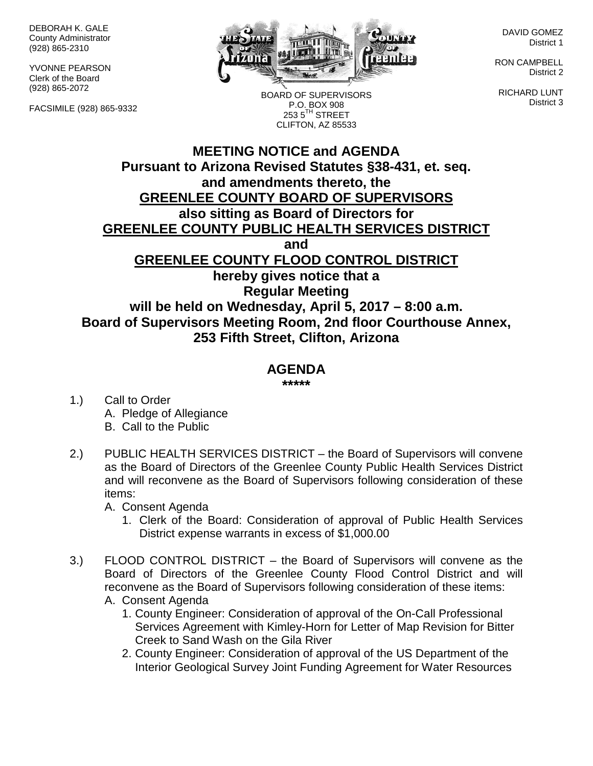DEBORAH K. GALE
County Administrator
(928) 865-2310

YVONNE PEARSON
Clerk of the Board
(928) 865-2072

FACSIMILE (928) 865-9332

BOARD OF SUPERVISORS
P.O. BOX 908
253 5TH STREET
CLIFTON, AZ 85533

DAVID GOMEZ
District 1

RON CAMPBELL
District 2

RICHARD LUNT
District 3

# MEETING NOTICE and AGENDA

**Pursuant to Arizona Revised Statutes §38-431, et. seq. and amendments thereto, the**
**GREENLEE COUNTY BOARD OF SUPERVISORS**
**also sitting as Board of Directors for**
**GREENLEE COUNTY PUBLIC HEALTH SERVICES DISTRICT**
**and**
**GREENLEE COUNTY FLOOD CONTROL DISTRICT**
**hereby gives notice that a**
**Regular Meeting**
**will be held on Wednesday, April 5, 2017 – 8:00 a.m.**
**Board of Supervisors Meeting Room, 2nd floor Courthouse Annex, 253 Fifth Street, Clifton, Arizona**

## AGENDA

*****

1.) Call to Order
   A. Pledge of Allegiance
   B. Call to the Public

2.) PUBLIC HEALTH SERVICES DISTRICT – the Board of Supervisors will convene as the Board of Directors of the Greenlee County Public Health Services District and will reconvene as the Board of Supervisors following consideration of these items:
   A. Consent Agenda
      1. Clerk of the Board: Consideration of approval of Public Health Services District expense warrants in excess of $1,000.00

3.) FLOOD CONTROL DISTRICT – the Board of Supervisors will convene as the Board of Directors of the Greenlee County Flood Control District and will reconvene as the Board of Supervisors following consideration of these items:
   A. Consent Agenda
      1. County Engineer: Consideration of approval of the On-Call Professional Services Agreement with Kimley-Horn for Letter of Map Revision for Bitter Creek to Sand Wash on the Gila River
      2. County Engineer: Consideration of approval of the US Department of the Interior Geological Survey Joint Funding Agreement for Water Resources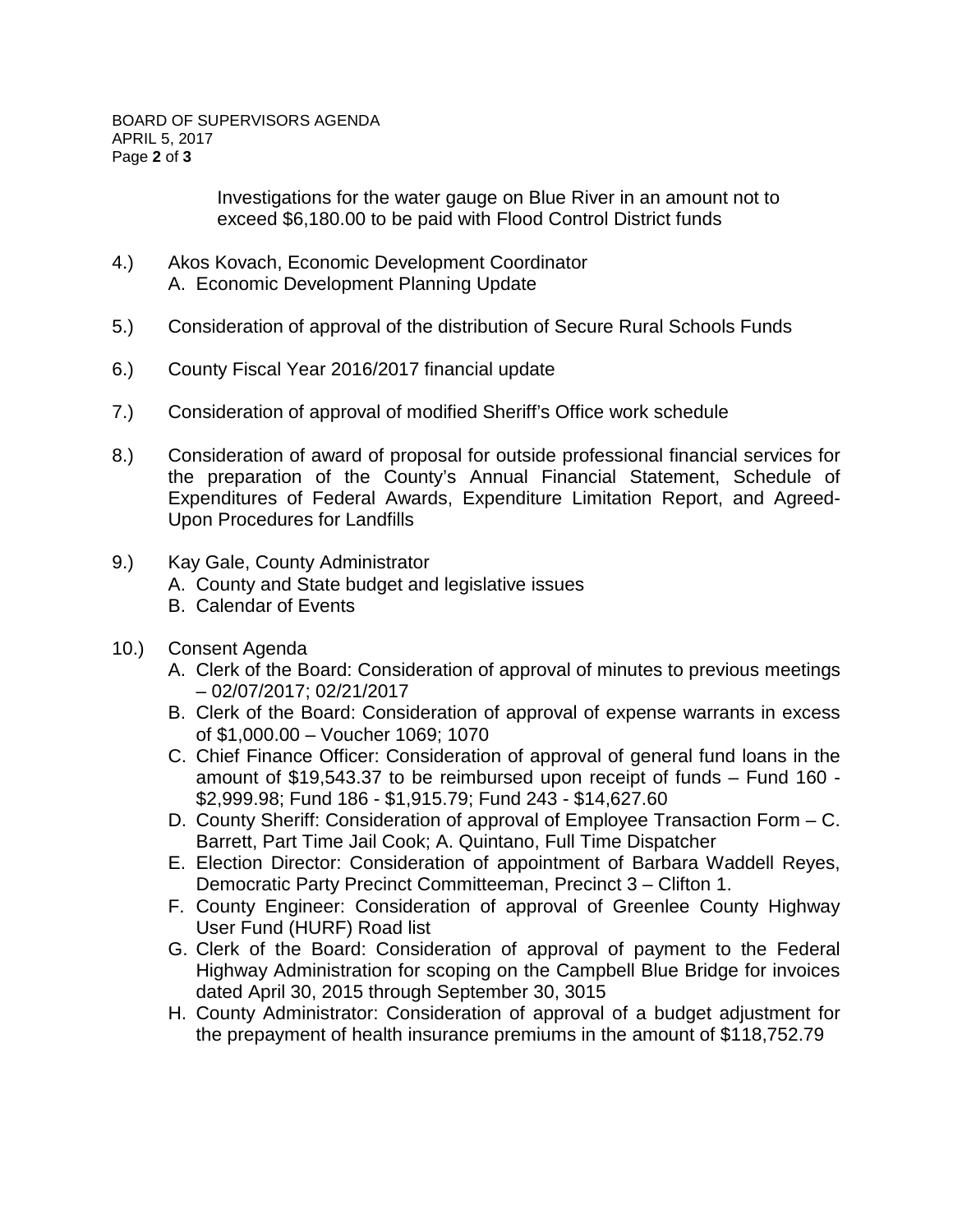Investigations for the water gauge on Blue River in an amount not to exceed $6,180.00 to be paid with Flood Control District funds

4.) Akos Kovach, Economic Development Coordinator
    A. Economic Development Planning Update

5.) Consideration of approval of the distribution of Secure Rural Schools Funds

6.) County Fiscal Year 2016/2017 financial update

7.) Consideration of approval of modified Sheriff's Office work schedule

8.) Consideration of award of proposal for outside professional financial services for the preparation of the County's Annual Financial Statement, Schedule of Expenditures of Federal Awards, Expenditure Limitation Report, and Agreed-Upon Procedures for Landfills

9.) Kay Gale, County Administrator
    A. County and State budget and legislative issues
    B. Calendar of Events

10.) Consent Agenda
    A. Clerk of the Board: Consideration of approval of minutes to previous meetings – 02/07/2017; 02/21/2017
    B. Clerk of the Board: Consideration of approval of expense warrants in excess of $1,000.00 – Voucher 1069; 1070
    C. Chief Finance Officer: Consideration of approval of general fund loans in the amount of $19,543.37 to be reimbursed upon receipt of funds – Fund 160 - $2,999.98; Fund 186 - $1,915.79; Fund 243 - $14,627.60
    D. County Sheriff: Consideration of approval of Employee Transaction Form – C. Barrett, Part Time Jail Cook; A. Quintano, Full Time Dispatcher
    E. Election Director: Consideration of appointment of Barbara Waddell Reyes, Democratic Party Precinct Committeeman, Precinct 3 – Clifton 1.
    F. County Engineer: Consideration of approval of Greenlee County Highway User Fund (HURF) Road list
    G. Clerk of the Board: Consideration of approval of payment to the Federal Highway Administration for scoping on the Campbell Blue Bridge for invoices dated April 30, 2015 through September 30, 3015
    H. County Administrator: Consideration of approval of a budget adjustment for the prepayment of health insurance premiums in the amount of $118,752.79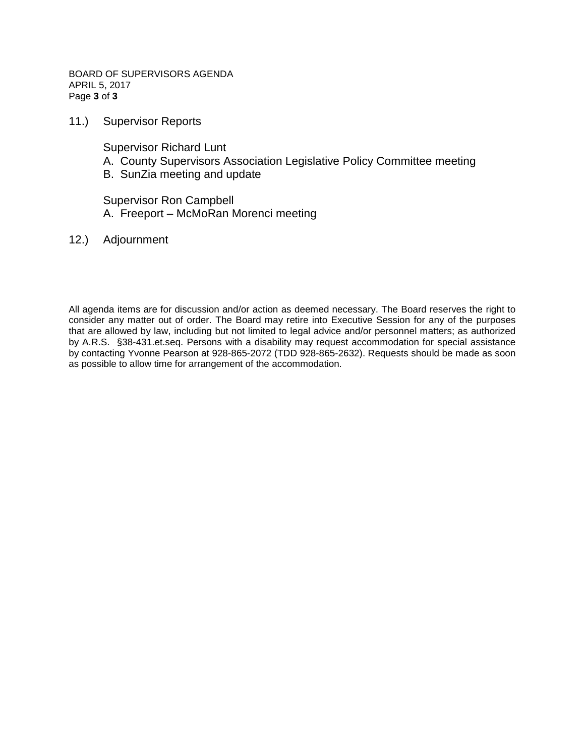11.) Supervisor Reports

Supervisor Richard Lunt

A. County Supervisors Association Legislative Policy Committee meeting

B. SunZia meeting and update

Supervisor Ron Campbell

A. Freeport – McMoRan Morenci meeting

12.) Adjournment

All agenda items are for discussion and/or action as deemed necessary. The Board reserves the right to consider any matter out of order. The Board may retire into Executive Session for any of the purposes that are allowed by law, including but not limited to legal advice and/or personnel matters; as authorized by A.R.S. §38-431.et.seq. Persons with a disability may request accommodation for special assistance by contacting Yvonne Pearson at 928-865-2072 (TDD 928-865-2632). Requests should be made as soon as possible to allow time for arrangement of the accommodation.